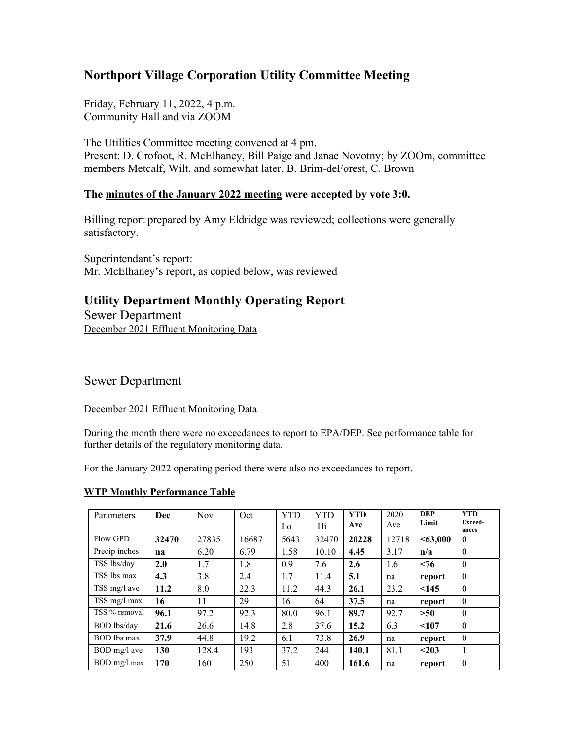## Northport Village Corporation Utility Committee Meeting

Friday, February 11, 2022, 4 p.m.
Community Hall and via ZOOM

The Utilities Committee meeting convened at 4 pm.
Present: D. Crofoot, R. McElhaney, Bill Paige and Janae Novotny; by ZOOm, committee members Metcalf, Wilt, and somewhat later, B. Brim-deForest, C. Brown

**The minutes of the January 2022 meeting were accepted by vote 3:0.**

Billing report prepared by Amy Eldridge was reviewed; collections were generally satisfactory.

Superintendant's report:
Mr. McElhaney's report, as copied below, was reviewed

## Utility Department Monthly Operating Report

Sewer Department
December 2021 Effluent Monitoring Data

### Sewer Department

December 2021 Effluent Monitoring Data

During the month there were no exceedances to report to EPA/DEP. See performance table for further details of the regulatory monitoring data.

For the January 2022 operating period there were also no exceedances to report.

**WTP Monthly Performance Table**

| Parameters | **Dec** | Nov | Oct | YTD Lo | YTD Hi | **YTD Ave** | 2020 Ave | **DEP Limit** | **YTD Exceed-ances** |
|---|---|---|---|---|---|---|---|---|---|
| Flow GPD | **32470** | 27835 | 16687 | 5643 | 32470 | **20228** | 12718 | **<63,000** | 0 |
| Precip inches | **na** | 6.20 | 6.79 | 1.58 | 10.10 | **4.45** | 3.17 | **n/a** | 0 |
| TSS lbs/day | **2.0** | 1.7 | 1.8 | 0.9 | 7.6 | **2.6** | 1.6 | **<76** | 0 |
| TSS lbs max | **4.3** | 3.8 | 2.4 | 1.7 | 11.4 | **5.1** | na | **report** | 0 |
| TSS mg/l ave | **11.2** | 8.0 | 22.3 | 11.2 | 44.3 | **26.1** | 23.2 | **<145** | 0 |
| TSS mg/l max | **16** | 11 | 29 | 16 | 64 | **37.5** | na | **report** | 0 |
| TSS % removal | **96.1** | 97.2 | 92.3 | 80.0 | 96.1 | **89.7** | 92.7 | **>50** | 0 |
| BOD lbs/day | **21.6** | 26.6 | 14.8 | 2.8 | 37.6 | **15.2** | 6.3 | **<107** | 0 |
| BOD lbs max | **37.9** | 44.8 | 19.2 | 6.1 | 73.8 | **26.9** | na | **report** | 0 |
| BOD mg/l ave | **130** | 128.4 | 193 | 37.2 | 244 | **140.1** | 81.1 | **<203** | 1 |
| BOD mg/l max | **170** | 160 | 250 | 51 | 400 | **161.6** | na | **report** | 0 |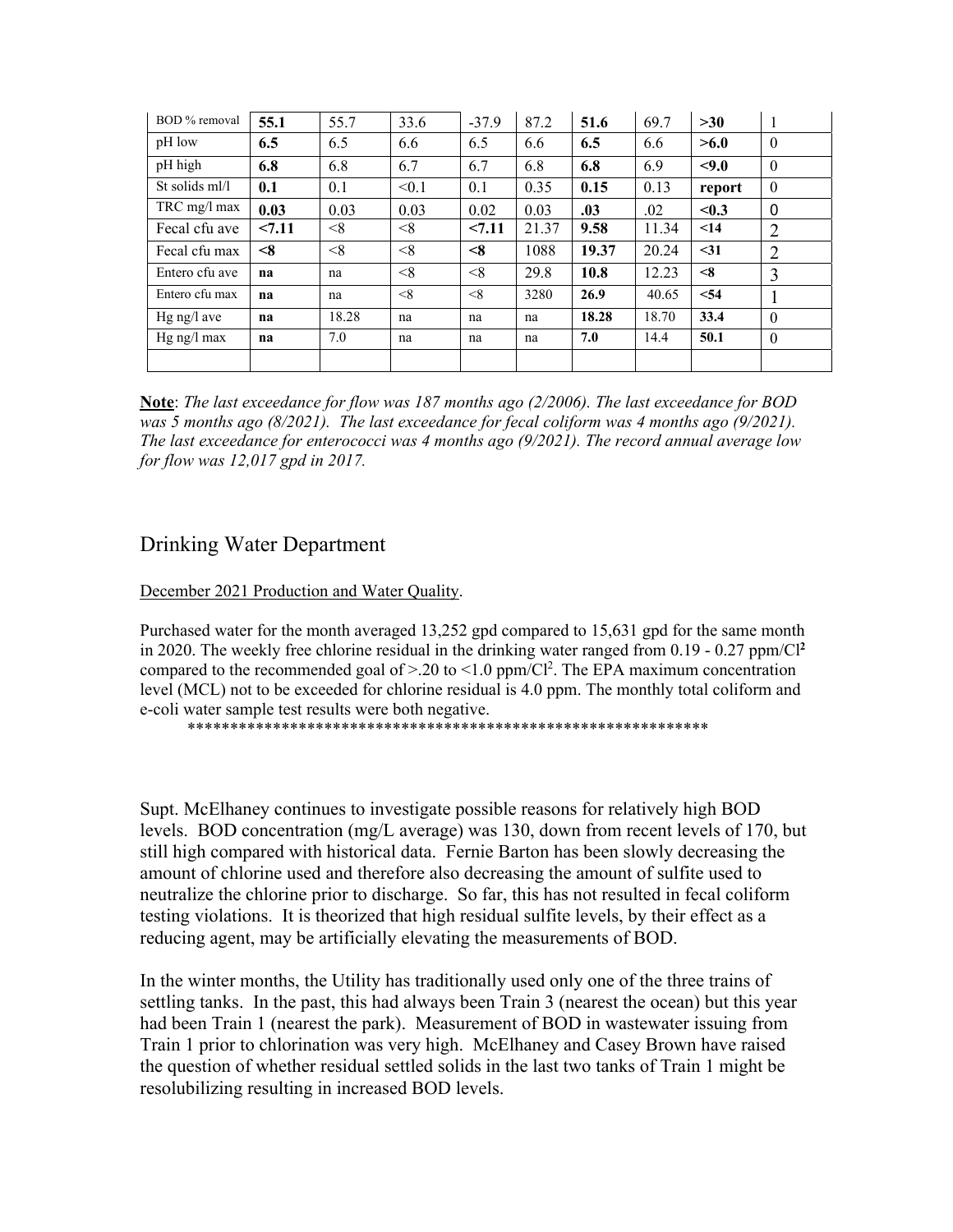| BOD % removal | **55.1** | 55.7 | 33.6 | -37.9 | 87.2 | **51.6** | 69.7 | **>30** | 1 |
|---|---|---|---|---|---|---|---|---|---|
| pH low | **6.5** | 6.5 | 6.6 | 6.5 | 6.6 | **6.5** | 6.6 | **>6.0** | 0 |
| pH high | **6.8** | 6.8 | 6.7 | 6.7 | 6.8 | **6.8** | 6.9 | **<9.0** | 0 |
| St solids ml/l | **0.1** | 0.1 | <0.1 | 0.1 | 0.35 | **0.15** | 0.13 | **report** | 0 |
| TRC mg/l max | **0.03** | 0.03 | 0.03 | 0.02 | 0.03 | **.03** | .02 | **<0.3** | 0 |
| Fecal cfu ave | **<7.11** | <8 | <8 | **<7.11** | 21.37 | **9.58** | 11.34 | **<14** | 2 |
| Fecal cfu max | **<8** | <8 | <8 | **<8** | 1088 | **19.37** | 20.24 | **<31** | 2 |
| Entero cfu ave | **na** | na | <8 | <8 | 29.8 | **10.8** | 12.23 | **<8** | 3 |
| Entero cfu max | **na** | na | <8 | <8 | 3280 | **26.9** | 40.65 | **<54** | 1 |
| Hg ng/l ave | **na** | 18.28 | na | na | na | **18.28** | 18.70 | **33.4** | 0 |
| Hg ng/l max | **na** | 7.0 | na | na | na | **7.0** | 14.4 | **50.1** | 0 |
| | | | | | | | | | |

**Note**: *The last exceedance for flow was 187 months ago (2/2006). The last exceedance for BOD was 5 months ago (8/2021). The last exceedance for fecal coliform was 4 months ago (9/2021). The last exceedance for enterococci was 4 months ago (9/2021). The record annual average low for flow was 12,017 gpd in 2017.*

## Drinking Water Department

December 2021 Production and Water Quality.

Purchased water for the month averaged 13,252 gpd compared to 15,631 gpd for the same month in 2020. The weekly free chlorine residual in the drinking water ranged from 0.19 - 0.27 ppm/$Cl^2$ compared to the recommended goal of >.20 to <1.0 ppm/$Cl^2$. The EPA maximum concentration level (MCL) not to be exceeded for chlorine residual is 4.0 ppm. The monthly total coliform and e-coli water sample test results were both negative.

*************************************************************

Supt. McElhaney continues to investigate possible reasons for relatively high BOD levels. BOD concentration (mg/L average) was 130, down from recent levels of 170, but still high compared with historical data. Fernie Barton has been slowly decreasing the amount of chlorine used and therefore also decreasing the amount of sulfite used to neutralize the chlorine prior to discharge. So far, this has not resulted in fecal coliform testing violations. It is theorized that high residual sulfite levels, by their effect as a reducing agent, may be artificially elevating the measurements of BOD.

In the winter months, the Utility has traditionally used only one of the three trains of settling tanks. In the past, this had always been Train 3 (nearest the ocean) but this year had been Train 1 (nearest the park). Measurement of BOD in wastewater issuing from Train 1 prior to chlorination was very high. McElhaney and Casey Brown have raised the question of whether residual settled solids in the last two tanks of Train 1 might be resolubilizing resulting in increased BOD levels.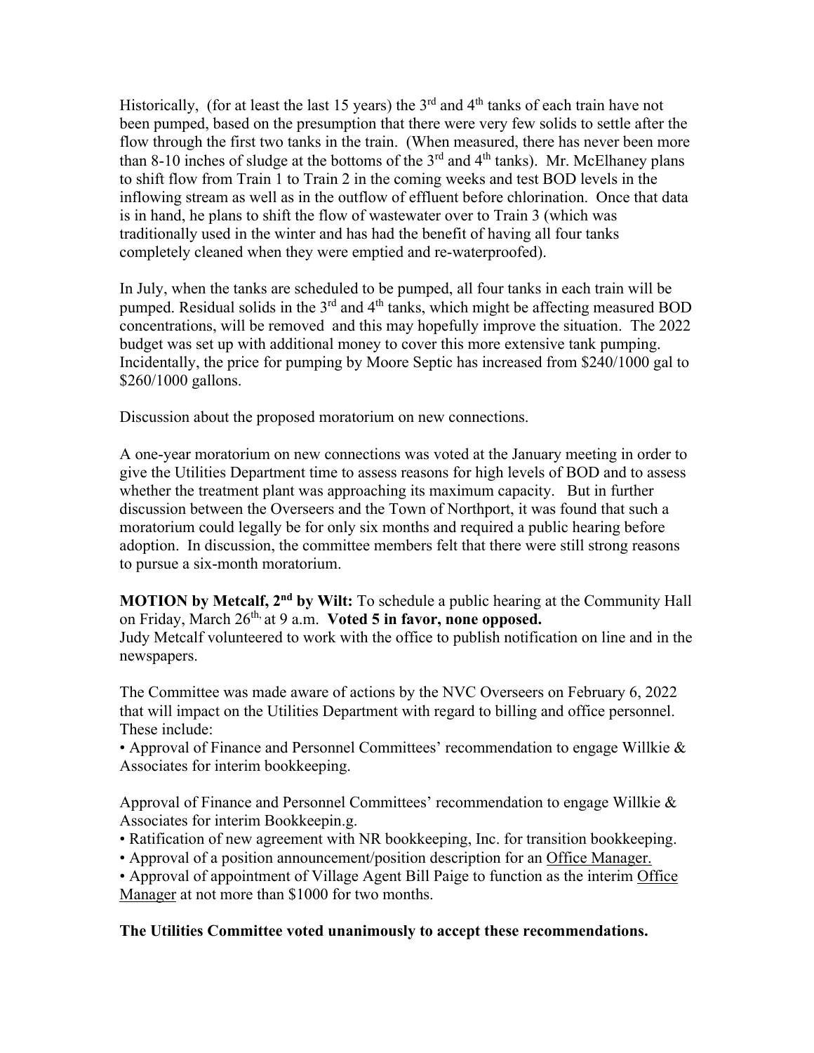Historically, (for at least the last 15 years) the 3rd and 4th tanks of each train have not been pumped, based on the presumption that there were very few solids to settle after the flow through the first two tanks in the train. (When measured, there has never been more than 8-10 inches of sludge at the bottoms of the 3rd and 4th tanks). Mr. McElhaney plans to shift flow from Train 1 to Train 2 in the coming weeks and test BOD levels in the inflowing stream as well as in the outflow of effluent before chlorination. Once that data is in hand, he plans to shift the flow of wastewater over to Train 3 (which was traditionally used in the winter and has had the benefit of having all four tanks completely cleaned when they were emptied and re-waterproofed).

In July, when the tanks are scheduled to be pumped, all four tanks in each train will be pumped. Residual solids in the 3rd and 4th tanks, which might be affecting measured BOD concentrations, will be removed and this may hopefully improve the situation. The 2022 budget was set up with additional money to cover this more extensive tank pumping. Incidentally, the price for pumping by Moore Septic has increased from $240/1000 gal to $260/1000 gallons.

Discussion about the proposed moratorium on new connections.

A one-year moratorium on new connections was voted at the January meeting in order to give the Utilities Department time to assess reasons for high levels of BOD and to assess whether the treatment plant was approaching its maximum capacity. But in further discussion between the Overseers and the Town of Northport, it was found that such a moratorium could legally be for only six months and required a public hearing before adoption. In discussion, the committee members felt that there were still strong reasons to pursue a six-month moratorium.

**MOTION by Metcalf, 2nd by Wilt:** To schedule a public hearing at the Community Hall on Friday, March 26th, at 9 a.m. **Voted 5 in favor, none opposed.**
Judy Metcalf volunteered to work with the office to publish notification on line and in the newspapers.

The Committee was made aware of actions by the NVC Overseers on February 6, 2022 that will impact on the Utilities Department with regard to billing and office personnel. These include:
• Approval of Finance and Personnel Committees' recommendation to engage Willkie & Associates for interim bookkeeping.

Approval of Finance and Personnel Committees' recommendation to engage Willkie & Associates for interim Bookkeepin.g.
• Ratification of new agreement with NR bookkeeping, Inc. for transition bookkeeping.
• Approval of a position announcement/position description for an Office Manager.
• Approval of appointment of Village Agent Bill Paige to function as the interim Office Manager at not more than $1000 for two months.

**The Utilities Committee voted unanimously to accept these recommendations.**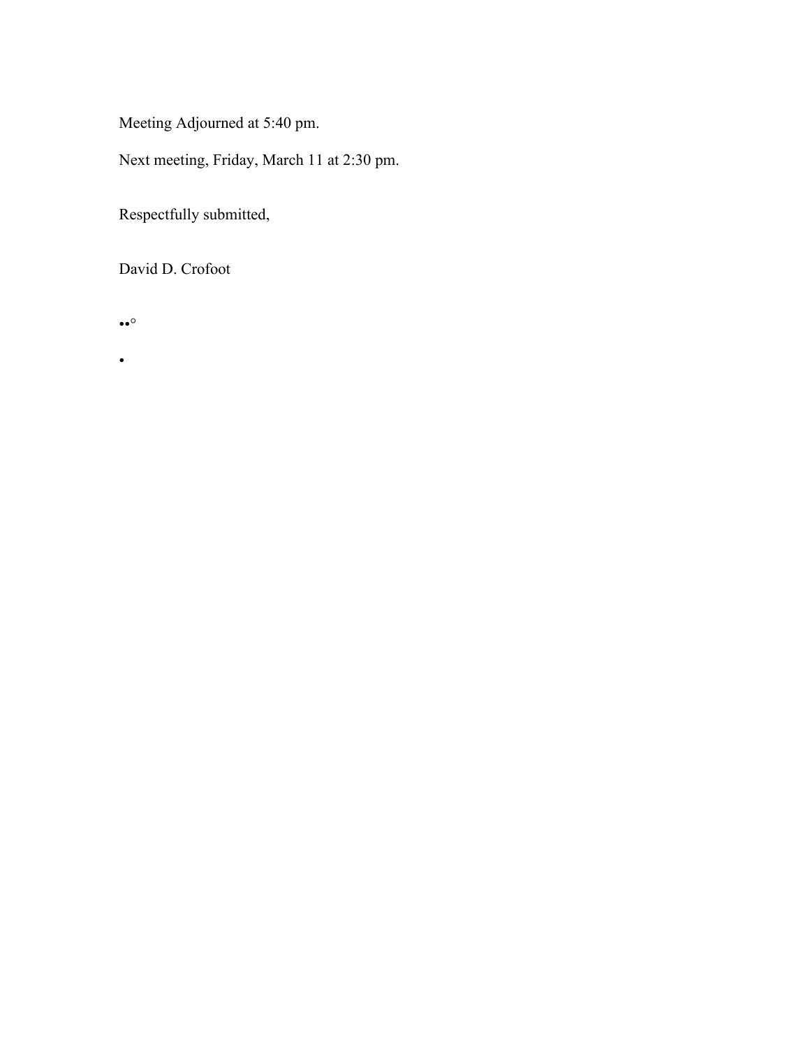Meeting Adjourned at 5:40 pm.

Next meeting, Friday, March 11 at 2:30 pm.

Respectfully submitted,

David D. Crofoot

••◦

•